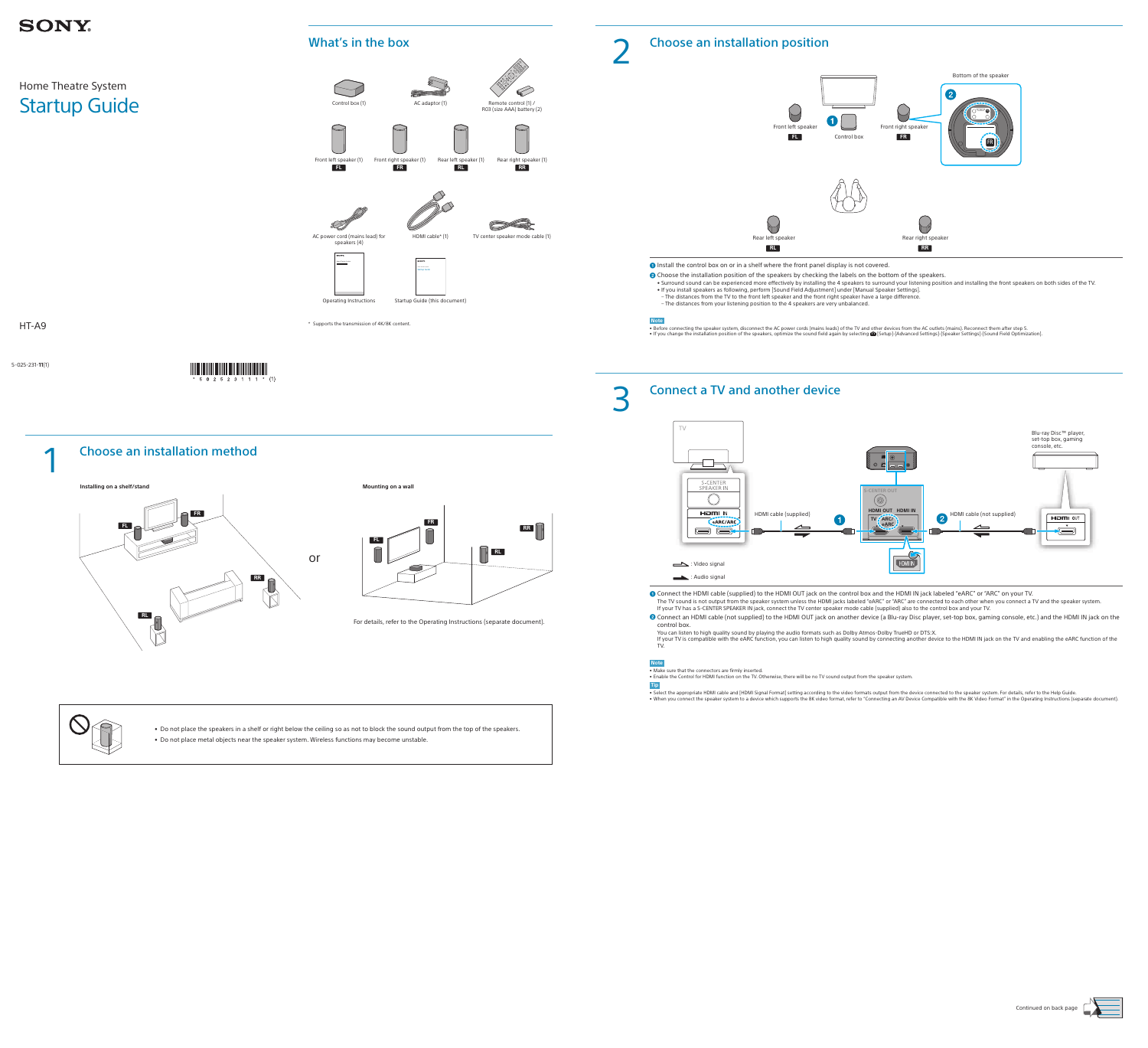SONY

Home Theatre System

# Startup Guide

HT-A9

5-025-231-11(1)

## What's in the box

- Control box (1)
- AC adaptor (1)
- Remote control (1) / R03 (size AAA) battery (2)
- Front left speaker (1) FL
- Front right speaker (1) FR
- Rear left speaker (1) RL
- Rear right speaker (1) RR
- AC power cord (mains lead) for speakers (4)
- HDMI cable* (1)
- TV center speaker mode cable (1)
- Operating Instructions
- Startup Guide (this document)

\* Supports the transmission of 4K/8K content.

## 1 Choose an installation method

**Installing on a shelf/stand**

or

**Mounting on a wall**

For details, refer to the Operating Instructions (separate document).

- Do not place the speakers in a shelf or right below the ceiling so as not to block the sound output from the top of the speakers.
- Do not place metal objects near the speaker system. Wireless functions may become unstable.

## 2 Choose an installation position

Front left speaker FL, Control box, Front right speaker FR, Rear left speaker RL, Rear right speaker RR, Bottom of the speaker

1. Install the control box on or in a shelf where the front panel display is not covered.
2. Choose the installation position of the speakers by checking the labels on the bottom of the speakers.
   - Surround sound can be experienced more effectively by installing the 4 speakers to surround your listening position and installing the front speakers on both sides of the TV.
   - If you install speakers as following, perform [Sound Field Adjustment] under [Manual Speaker Settings].
     - The distances from the TV to the front left speaker and the front right speaker have a large difference.
     - The distances from your listening position to the 4 speakers are very unbalanced.

**Note**

- Before connecting the speaker system, disconnect the AC power cords (mains leads) of the TV and other devices from the AC outlets (mains). Reconnect them after step 5.
- If you change the installation position of the speakers, optimize the sound field again by selecting [Setup]-[Advanced Settings]-[Speaker Settings]-[Sound Field Optimization].

## 3 Connect a TV and another device

TV: S-CENTER SPEAKER IN, HDMI IN eARC/ARC — HDMI cable (supplied) — Control box: S-CENTER OUT, HDMI OUT TV (eARC/ARC), HDMI IN — HDMI cable (not supplied) — Blu-ray Disc™ player, set-top box, gaming console, etc.: HDMI OUT

: Video signal

: Audio signal

1. Connect the HDMI cable (supplied) to the HDMI OUT jack on the control box and the HDMI IN jack labeled "eARC" or "ARC" on your TV.
   The TV sound is not output from the speaker system unless the HDMI jacks labeled "eARC" or "ARC" are connected to each other when you connect a TV and the speaker system.
   If your TV has a S-CENTER SPEAKER IN jack, connect the TV center speaker mode cable (supplied) also to the control box and your TV.
2. Connect an HDMI cable (not supplied) to the HDMI OUT jack on another device (a Blu-ray Disc player, set-top box, gaming console, etc.) and the HDMI IN jack on the control box.
   You can listen to high quality sound by playing the audio formats such as Dolby Atmos-Dolby TrueHD or DTS:X.
   If your TV is compatible with the eARC function, you can listen to high quality sound by connecting another device to the HDMI IN jack on the TV and enabling the eARC function of the TV.

**Note**

- Make sure that the connectors are firmly inserted.
- Enable the Control for HDMI function on the TV. Otherwise, there will be no TV sound output from the speaker system.

**Tip**

- Select the appropriate HDMI cable and [HDMI Signal Format] setting according to the video formats output from the device connected to the speaker system. For details, refer to the Help Guide.
- When you connect the speaker system to a device which supports the 8K video format, refer to "Connecting an AV Device Compatible with the 8K Video Format" in the Operating Instructions (separate document).

Continued on back page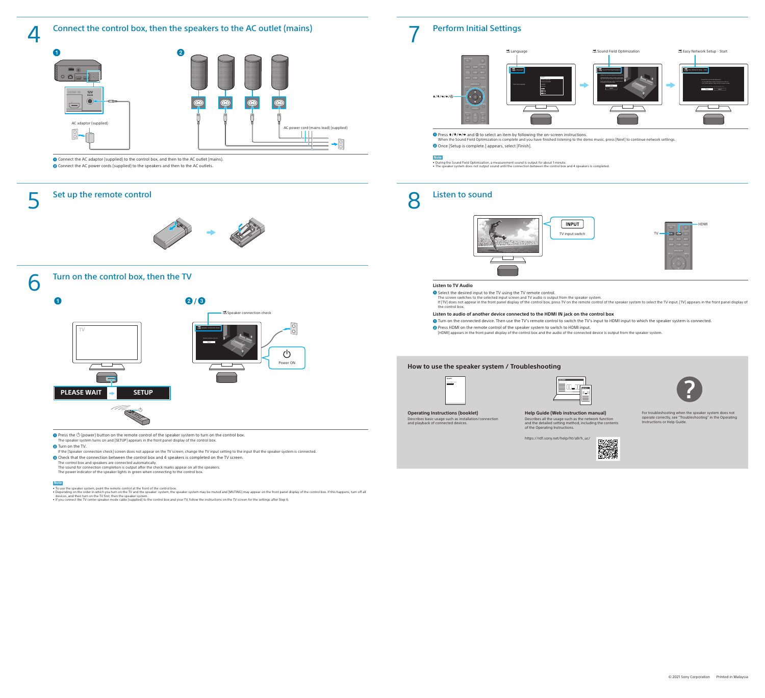## 4 Connect the control box, then the speakers to the AC outlet (mains)

❶

HDMI IN 12V

AC adaptor (supplied)

❷

AC power cord (mains lead) (supplied)

❶ Connect the AC adaptor (supplied) to the control box, and then to the AC outlet (mains).
❷ Connect the AC power cords (supplied) to the speakers and then to the AC outlets.

## 5 Set up the remote control

## 6 Turn on the control box, then the TV

❶

TV

PLEASE WAIT → SETUP

❷ / ❸

Speaker connection check

Power ON

❶ Press the ⏻ (power) button on the remote control of the speaker system to turn on the control box.
The speaker system turns on and [SETUP] appears in the front panel display of the control box.
❷ Turn on the TV.
If the [Speaker connection check] screen does not appear on the TV screen, change the TV input setting to the input that the speaker system is connected.
❸ Check that the connection between the control box and 4 speakers is completed on the TV screen.
The control box and speakers are connected automatically.
The sound for connection completion is output after the check marks appear on all the speakers.
The power indicator of the speaker lights in green when connecting to the control box.

**Note**
- To use the speaker system, point the remote control at the front of the control box.
- Depending on the order in which you turn on the TV and the speaker system, the speaker system may be muted and [MUTING] may appear on the front panel display of the control box. If this happens, turn off all devices, and then turn on the TV first, then the speaker system.
- If you connect the TV center speaker mode cable (supplied) to the control box and your TV, follow the instructions on the TV screen for the settings after Step 6.

## 7 Perform Initial Settings

Language

Sound Field Optimization

Easy Network Setup - Start

↑/↓/←/→/⊕

❶ Press ↑/↓/←/→ and ⊕ to select an item by following the on-screen instructions.
When the Sound Field Optimization is complete and you have finished listening to the demo music, press [Next] to continue network settings.
❷ Once [Setup is complete.] appears, select [Finish].

**Note**
- During the Sound Field Optimization, a measurement sound is output for about 1 minute.
- The speaker system does not output sound until the connection between the control box and 4 speakers is completed.

## 8 Listen to sound

INPUT

TV input switch

TV

HDMI

**Listen to TV Audio**

❶ Select the desired input to the TV using the TV remote control.
The screen switches to the selected input screen and TV audio is output from the speaker system.
If [TV] does not appear in the front panel display of the control box, press TV on the remote control of the speaker system to select the TV input. [TV] appears in the front panel display of the control box.

**Listen to audio of another device connected to the HDMI IN jack on the control box**

❶ Turn on the connected device. Then use the TV's remote control to switch the TV's input to HDMI input to which the speaker system is connected.
❷ Press HDMI on the remote control of the speaker system to switch to HDMI input.
[HDMI] appears in the front panel display of the control box and the audio of the connected device is output from the speaker system.

## How to use the speaker system / Troubleshooting

**Operating Instructions (booklet)**
Describes basic usage such as installation/connection and playback of connected devices.

**Help Guide (Web instruction manual)**
Describes all the usage such as the network function and the detailed setting method, including the contents of the Operating Instructions.

https://rd1.sony.net/help/ht/a9/h_uc/

For troubleshooting when the speaker system does not operate correctly, see "Troubleshooting" in the Operating Instructions or Help Guide.

© 2021 Sony Corporation Printed in Malaysia